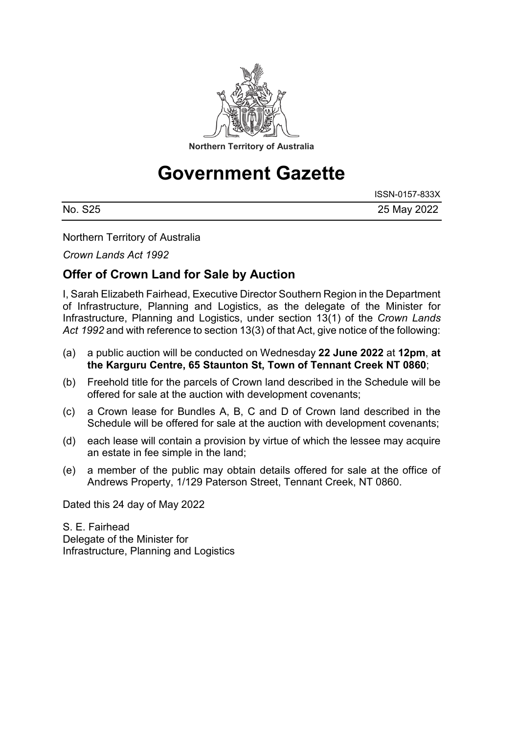Northern Territory of Australia

# Government Gazette

ISSN-0157-833X

No. S25 25 May 2022

Northern Territory of Australia

*Crown Lands Act 1992*

## Offer of Crown Land for Sale by Auction

I, Sarah Elizabeth Fairhead, Executive Director Southern Region in the Department of Infrastructure, Planning and Logistics, as the delegate of the Minister for Infrastructure, Planning and Logistics, under section 13(1) of the *Crown Lands Act 1992* and with reference to section 13(3) of that Act, give notice of the following:

(a) a public auction will be conducted on Wednesday **22 June 2022** at **12pm**, **at the Karguru Centre, 65 Staunton St, Town of Tennant Creek NT 0860**;

(b) Freehold title for the parcels of Crown land described in the Schedule will be offered for sale at the auction with development covenants;

(c) a Crown lease for Bundles A, B, C and D of Crown land described in the Schedule will be offered for sale at the auction with development covenants;

(d) each lease will contain a provision by virtue of which the lessee may acquire an estate in fee simple in the land;

(e) a member of the public may obtain details offered for sale at the office of Andrews Property, 1/129 Paterson Street, Tennant Creek, NT 0860.

Dated this 24 day of May 2022

S. E. Fairhead
Delegate of the Minister for
Infrastructure, Planning and Logistics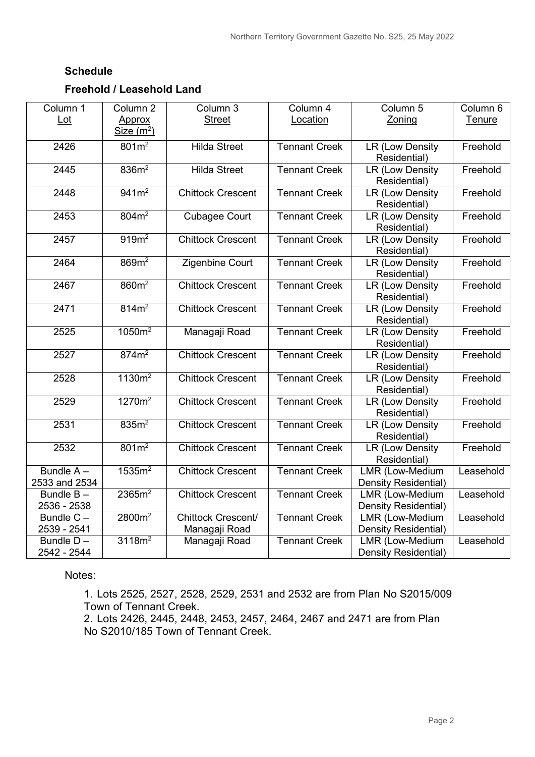## Schedule

## Freehold / Leasehold Land

| Column 1 Lot | Column 2 Approx Size ($m^2$) | Column 3 Street | Column 4 Location | Column 5 Zoning | Column 6 Tenure |
|---|---|---|---|---|---|
| 2426 | 801$m^2$ | Hilda Street | Tennant Creek | LR (Low Density Residential) | Freehold |
| 2445 | 836$m^2$ | Hilda Street | Tennant Creek | LR (Low Density Residential) | Freehold |
| 2448 | 941$m^2$ | Chittock Crescent | Tennant Creek | LR (Low Density Residential) | Freehold |
| 2453 | 804$m^2$ | Cubagee Court | Tennant Creek | LR (Low Density Residential) | Freehold |
| 2457 | 919$m^2$ | Chittock Crescent | Tennant Creek | LR (Low Density Residential) | Freehold |
| 2464 | 869$m^2$ | Zigenbine Court | Tennant Creek | LR (Low Density Residential) | Freehold |
| 2467 | 860$m^2$ | Chittock Crescent | Tennant Creek | LR (Low Density Residential) | Freehold |
| 2471 | 814$m^2$ | Chittock Crescent | Tennant Creek | LR (Low Density Residential) | Freehold |
| 2525 | 1050$m^2$ | Managaji Road | Tennant Creek | LR (Low Density Residential) | Freehold |
| 2527 | 874$m^2$ | Chittock Crescent | Tennant Creek | LR (Low Density Residential) | Freehold |
| 2528 | 1130$m^2$ | Chittock Crescent | Tennant Creek | LR (Low Density Residential) | Freehold |
| 2529 | 1270$m^2$ | Chittock Crescent | Tennant Creek | LR (Low Density Residential) | Freehold |
| 2531 | 835$m^2$ | Chittock Crescent | Tennant Creek | LR (Low Density Residential) | Freehold |
| 2532 | 801$m^2$ | Chittock Crescent | Tennant Creek | LR (Low Density Residential) | Freehold |
| Bundle A – 2533 and 2534 | 1535$m^2$ | Chittock Crescent | Tennant Creek | LMR (Low-Medium Density Residential) | Leasehold |
| Bundle B – 2536 - 2538 | 2365$m^2$ | Chittock Crescent | Tennant Creek | LMR (Low-Medium Density Residential) | Leasehold |
| Bundle C – 2539 - 2541 | 2800$m^2$ | Chittock Crescent/ Managaji Road | Tennant Creek | LMR (Low-Medium Density Residential) | Leasehold |
| Bundle D – 2542 - 2544 | 3118$m^2$ | Managaji Road | Tennant Creek | LMR (Low-Medium Density Residential) | Leasehold |

Notes:

1. Lots 2525, 2527, 2528, 2529, 2531 and 2532 are from Plan No S2015/009 Town of Tennant Creek.
2. Lots 2426, 2445, 2448, 2453, 2457, 2464, 2467 and 2471 are from Plan No S2010/185 Town of Tennant Creek.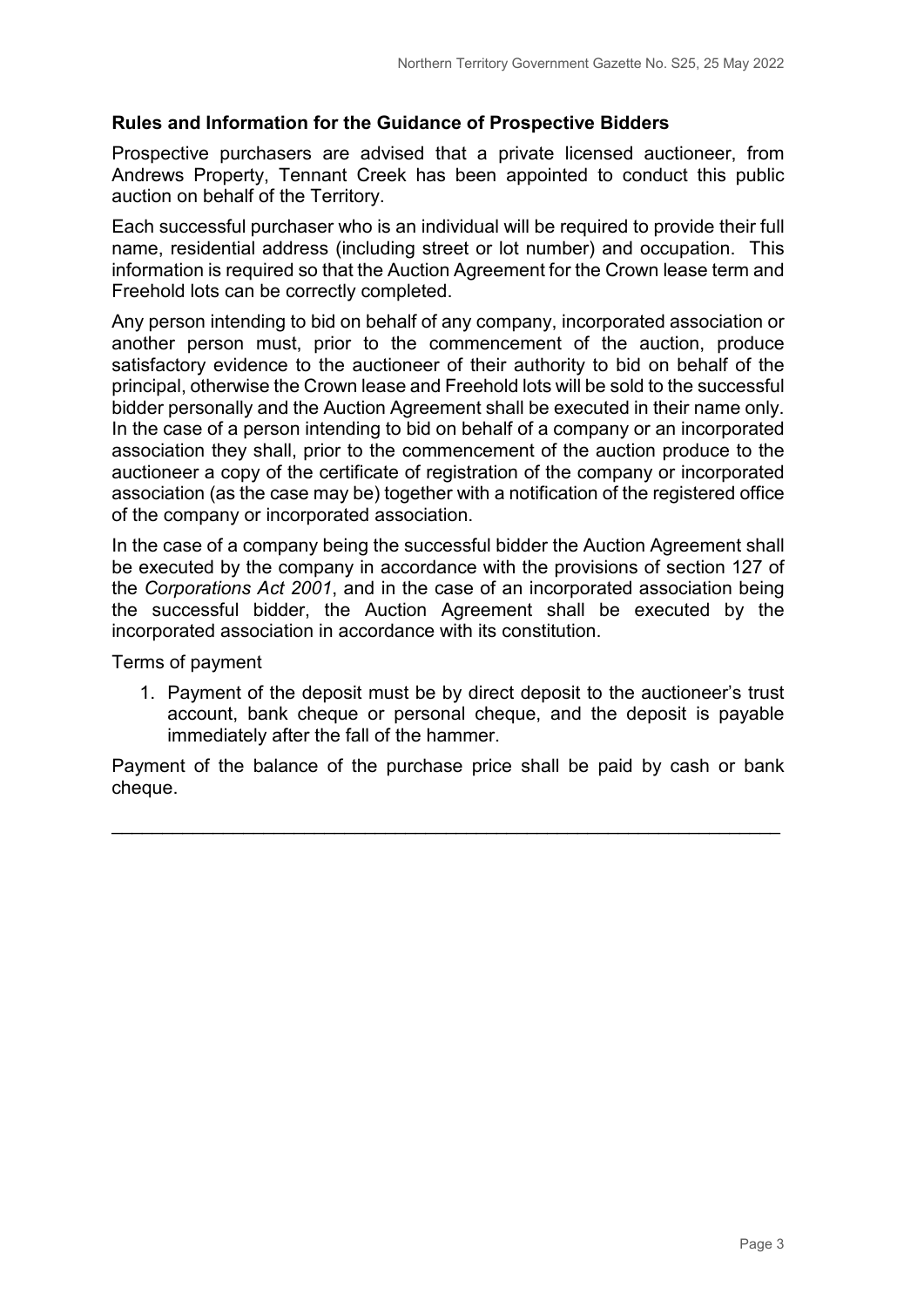## Rules and Information for the Guidance of Prospective Bidders

Prospective purchasers are advised that a private licensed auctioneer, from Andrews Property, Tennant Creek has been appointed to conduct this public auction on behalf of the Territory.

Each successful purchaser who is an individual will be required to provide their full name, residential address (including street or lot number) and occupation. This information is required so that the Auction Agreement for the Crown lease term and Freehold lots can be correctly completed.

Any person intending to bid on behalf of any company, incorporated association or another person must, prior to the commencement of the auction, produce satisfactory evidence to the auctioneer of their authority to bid on behalf of the principal, otherwise the Crown lease and Freehold lots will be sold to the successful bidder personally and the Auction Agreement shall be executed in their name only. In the case of a person intending to bid on behalf of a company or an incorporated association they shall, prior to the commencement of the auction produce to the auctioneer a copy of the certificate of registration of the company or incorporated association (as the case may be) together with a notification of the registered office of the company or incorporated association.

In the case of a company being the successful bidder the Auction Agreement shall be executed by the company in accordance with the provisions of section 127 of the *Corporations Act 2001*, and in the case of an incorporated association being the successful bidder, the Auction Agreement shall be executed by the incorporated association in accordance with its constitution.

Terms of payment

1. Payment of the deposit must be by direct deposit to the auctioneer's trust account, bank cheque or personal cheque, and the deposit is payable immediately after the fall of the hammer.

Payment of the balance of the purchase price shall be paid by cash or bank cheque.

---